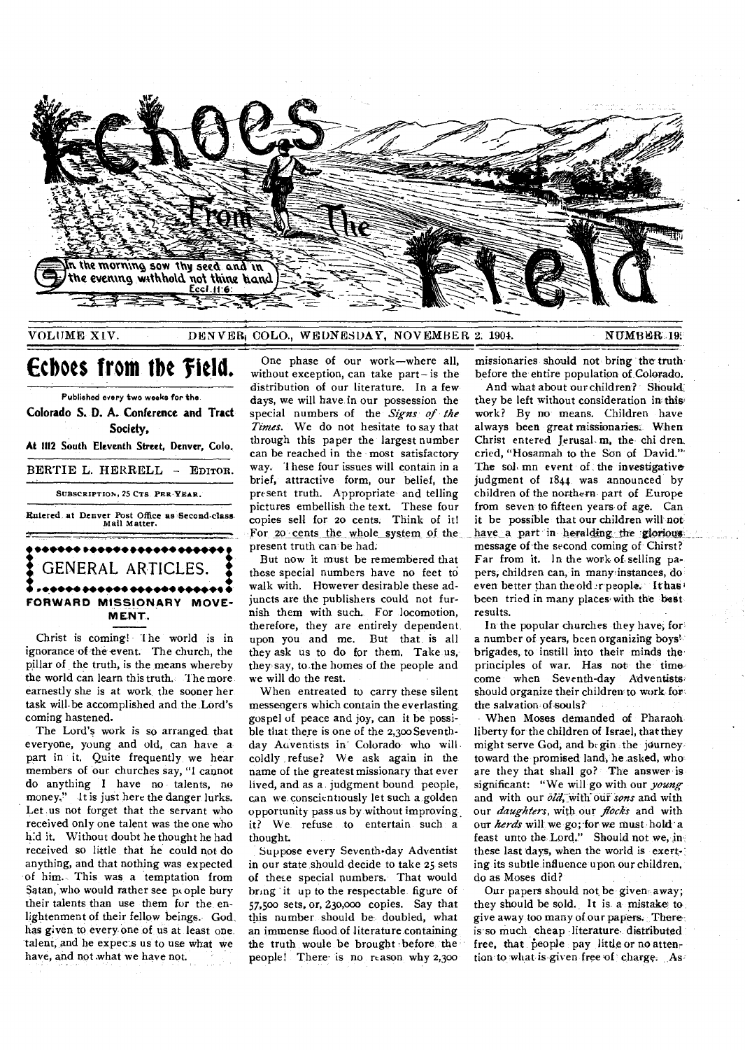# Echoes From The Field

In the morning sow thy seed and in the evening withhold not thine hand. Eccl. 11:6.

VOLUME XIV. DENVER, COLO., WEDNESDAY, NOVEMBER 2. 1904. NUMBER 19

## Echoes from the Field.

Published every two weeks for the

**Colorado S. D. A. Conference and Tract Society,**

**At 1112 South Eleventh Street, Denver, Colo.**

BERTIE L. HERRELL - EDITOR.

SUBSCRIPTION, 25 CTS PER YEAR.

Entered at Denver Post Office as Second-class Mail Matter.

## GENERAL ARTICLES.

### FORWARD MISSIONARY MOVEMENT.

Christ is coming! The world is in ignorance of the event. The church, the pillar of the truth, is the means whereby the world can learn this truth. The more earnestly she is at work the sooner her task will be accomplished and the Lord's coming hastened.

The Lord's work is so arranged that everyone, young and old, can have a part in it. Quite frequently we hear members of our churches say, "I cannot do anything I have no talents, no money." It is just here the danger lurks. Let us not forget that the servant who received only one talent was the one who hid it. Without doubt he thought he had received so little that he could not do anything, and that nothing was expected of him. This was a temptation from Satan, who would rather see people bury their talents than use them for the enlightenment of their fellow beings. God has given to every one of us at least one talent, and he expects us to use what we have, and not what we have not.

One phase of our work—where all, without exception, can take part—is the distribution of our literature. In a few days, we will have in our possession the special numbers of the *Signs of the Times*. We do not hesitate to say that through this paper the largest number can be reached in the most satisfactory way. These four issues will contain in a brief, attractive form, our belief, the present truth. Appropriate and telling pictures embellish the text. These four copies sell for 20 cents. Think of it! For 20 cents the whole system of the present truth can be had.

But now it must be remembered that these special numbers have no feet to walk with. However desirable these adjuncts are the publishers could not furnish them with such. For locomotion, therefore, they are entirely dependent upon you and me. But that is all they ask us to do for them. Take us, they say, to the homes of the people and we will do the rest.

When entreated to carry these silent messengers which contain the everlasting gospel of peace and joy, can it be possible that there is one of the 2,300 Seventh-day Adventists in Colorado who will coldly refuse? We ask again in the name of the greatest missionary that ever lived, and as a judgment bound people, can we conscientiously let such a golden opportunity pass us by without improving it? We refuse to entertain such a thought.

Suppose every Seventh-day Adventist in our state should decide to take 25 sets of these special numbers. That would bring it up to the respectable figure of 57,500 sets, or, 230,000 copies. Say that this number should be doubled, what an immense flood of literature containing the truth would be brought before the people! There is no reason why 2,300 missionaries should not bring the truth before the entire population of Colorado.

And what about our children? Should they be left without consideration in this work? By no means. Children have always been great missionaries. When Christ entered Jerusalem, the children cried, "Hosannah to the Son of David." The solemn event of the investigative judgment of 1844 was announced by children of the northern part of Europe from seven to fifteen years of age. Can it be possible that our children will not have a part in heralding the glorious message of the second coming of Chirst? Far from it. In the work of selling papers, children can, in many instances, do even better than the older people. It has been tried in many places with the best results.

In the popular churches they have, for a number of years, been organizing boys' brigades, to instill into their minds the principles of war. Has not the time come when Seventh-day Adventists should organize their children to work for the salvation of souls?

When Moses demanded of Pharaoh liberty for the children of Israel, that they might serve God, and begin the journey toward the promised land, he asked, who are they that shall go? The answer is significant: "We will go with our *young* and with our *old*, with our *sons* and with our *daughters*, with our *flocks* and with our *herds* will we go; for we must hold a feast unto the Lord." Should not we, in these last days, when the world is exerting its subtle influence upon our children, do as Moses did?

Our papers should not be given away; they should be sold. It is a mistake to give away too many of our papers. There is so much cheap literature distributed free, that people pay little or no attention to what is given free of charge. As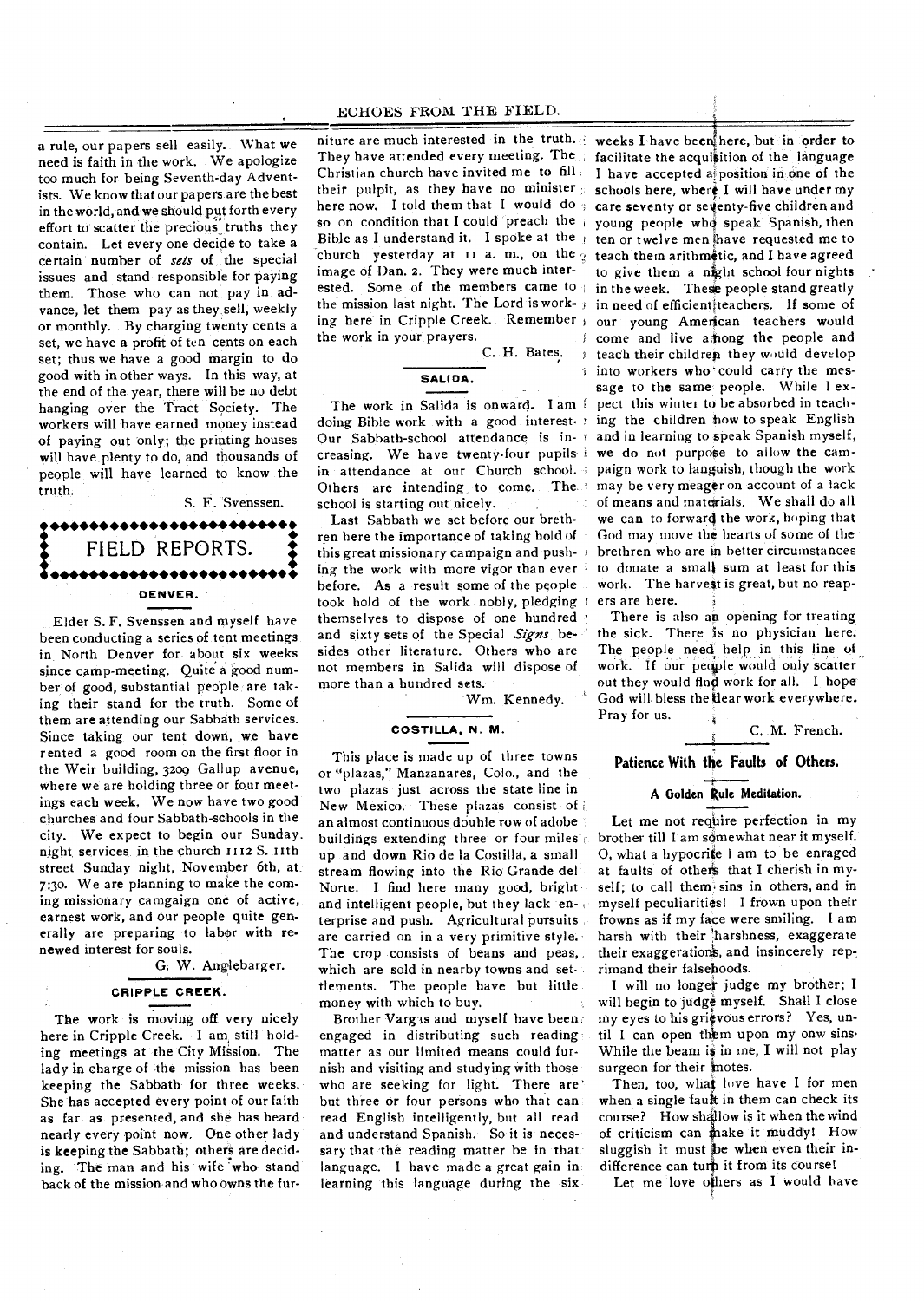a rule, our papers sell easily. What we need is faith in the work. We apologize too much for being Seventh-day Adventists. We know that our papers are the best in the world, and we should put forth every effort to scatter the precious truths they contain. Let every one decide to take a certain number of *sets* of the special issues and stand responsible for paying them. Those who can not pay in advance, let them pay as they sell, weekly or monthly. By charging twenty cents a set, we have a profit of ten cents on each set; thus we have a good margin to do good with in other ways. In this way, at the end of the year, there will be no debt hanging over the Tract Society. The workers will have earned money instead of paying out only; the printing houses will have plenty to do, and thousands of people will have learned to know the truth.

S. F. Svenssen.

## FIELD REPORTS.

### DENVER.

Elder S. F. Svenssen and myself have been conducting a series of tent meetings in North Denver for about six weeks since camp-meeting. Quite a good number of good, substantial people are taking their stand for the truth. Some of them are attending our Sabbath services. Since taking our tent down, we have rented a good room on the first floor in the Weir building, 3209 Gallup avenue, where we are holding three or four meetings each week. We now have two good churches and four Sabbath-schools in the city. We expect to begin our Sunday night services in the church 1112 S. 11th street Sunday night, November 6th, at 7:30. We are planning to make the coming missionary campaign one of active, earnest work, and our people quite generally are preparing to labor with renewed interest for souls.

G. W. Anglebarger.

### CRIPPLE CREEK.

The work is moving off very nicely here in Cripple Creek. I am still holding meetings at the City Mission. The lady in charge of the mission has been keeping the Sabbath for three weeks. She has accepted every point of our faith as far as presented, and she has heard nearly every point now. One other lady is keeping the Sabbath; others are deciding. The man and his wife who stand back of the mission and who owns the furniture are much interested in the truth. They have attended every meeting. The Christian church have invited me to fill their pulpit, as they have no minister here now. I told them that I would do so on condition that I could preach the Bible as I understand it. I spoke at the church yesterday at 11 a. m., on the image of Dan. 2. They were much interested. Some of the members came to the mission last night. The Lord is working here in Cripple Creek. Remember the work in your prayers.

C. H. Bates.

### SALIDA.

The work in Salida is onward. I am doing Bible work with a good interest. Our Sabbath-school attendance is increasing. We have twenty-four pupils in attendance at our Church school. Others are intending to come. The school is starting out nicely.

Last Sabbath we set before our brethren here the importance of taking hold of this great missionary campaign and pushing the work with more vigor than ever before. As a result some of the people took hold of the work nobly, pledging themselves to dispose of one hundred and sixty sets of the Special *Signs* besides other literature. Others who are not members in Salida will dispose of more than a hundred sets.

Wm. Kennedy.

### COSTILLA, N. M.

This place is made up of three towns or "plazas," Manzanares, Colo., and the two plazas just across the state line in New Mexico. These plazas consist of an almost continuous double row of adobe buildings extending three or four miles up and down Rio de la Costilla, a small stream flowing into the Rio Grande del Norte. I find here many good, bright and intelligent people, but they lack enterprise and push. Agricultural pursuits are carried on in a very primitive style. The crop consists of beans and peas, which are sold in nearby towns and settlements. The people have but little money with which to buy.

Brother Vargas and myself have been engaged in distributing such reading matter as our limited means could furnish and visiting and studying with those who are seeking for light. There are but three or four persons who that can read English intelligently, but all read and understand Spanish. So it is necessary that the reading matter be in that language. I have made a great gain in learning this language during the six weeks I have been here, but in order to facilitate the acquisition of the language I have accepted a position in one of the schools here, where I will have under my care seventy or seventy-five children and young people who speak Spanish, then ten or twelve men have requested me to teach them arithmetic, and I have agreed to give them a night school four nights in the week. These people stand greatly in need of efficient teachers. If some of our young American teachers would come and live among the people and teach their children they would develop into workers who could carry the message to the same people. While I expect this winter to be absorbed in teaching the children how to speak English and in learning to speak Spanish myself, we do not purpose to allow the campaign work to languish, though the work may be very meager on account of a lack of means and materials. We shall do all we can to forward the work, hoping that God may move the hearts of some of the brethren who are in better circumstances to donate a small sum at least for this work. The harvest is great, but no reapers are here.

There is also an opening for treating the sick. There is no physician here. The people need help in this line of work. If our people would only scatter out they would find work for all. I hope God will bless the dear work everywhere. Pray for us.

C. M. French.

## Patience With the Faults of Others.

### A Golden Rule Meditation.

Let me not require perfection in my brother till I am somewhat near it myself. O, what a hypocrite I am to be enraged at faults of others that I cherish in myself; to call them sins in others, and in myself peculiarities! I frown upon their frowns as if my face were smiling. I am harsh with their harshness, exaggerate their exaggerations, and insincerely reprimand their falsehoods.

I will no longer judge my brother; I will begin to judge myself. Shall I close my eyes to his grievous errors? Yes, until I can open them upon my onw sins. While the beam is in me, I will not play surgeon for their motes.

Then, too, what love have I for men when a single fault in them can check its course? How shallow is it when the wind of criticism can make it muddy! How sluggish it must be when even their indifference can turn it from its course!

Let me love others as I would have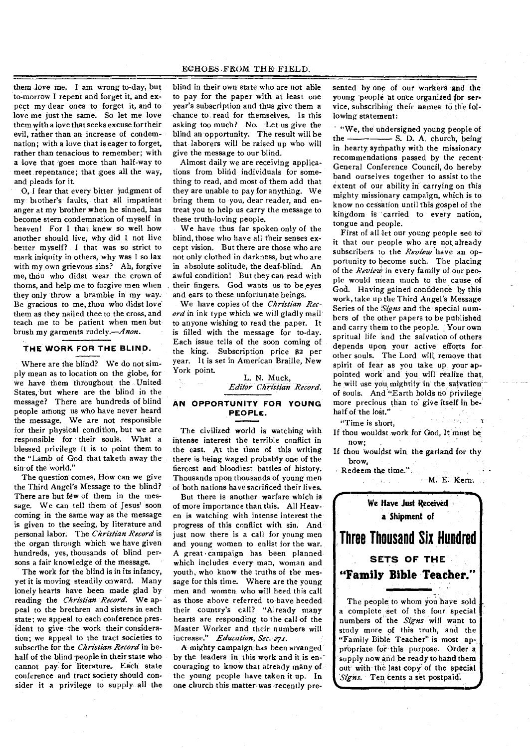them love me. I am wrong to-day, but to-morrow I repent and forget it, and expect my dear ones to forget it, and to love me just the same. So let me love them with a love that seeks excuse for their evil, rather than an increase of condemnation; with a love that is eager to forget, rather than tenacious to remember; with a love that goes more than half-way to meet repentance; that goes all the way, and pleads for it.

O, I fear that every bitter judgment of my brother's faults, that all impatient anger at my brother when he sinned, has become stern condemnation of myself in heaven! For I that knew so well how another should live, why did I not live better myself? I that was so strict to mark iniquity in others, why was I so lax with my own grievous sins? Ah, forgive me, thou who didst wear the crown of thorns, and help me to forgive men when they only throw a bramble in my way. Be gracious to me, thou who didst love them as they nailed thee to the cross, and teach me to be patient when men but brush my garments rudely.—*Anon.*

## THE WORK FOR THE BLIND.

Where are the blind? We do not simply mean as to location on the globe, for we have them throughout the United States, but where are the blind in the message? There are hundreds of blind people among us who have never heard the message. We are not responsible for their physical condition, but we are responsible for their souls. What a blessed privilege it is to point them to the "Lamb of God that taketh away the sin of the world."

The question comes, How can we give the Third Angel's Message to the blind? There are but few of them in the message. We can tell them of Jesus' soon coming in the same way as the message is given to the seeing, by literature and personal labor. The *Christian Record* is the organ through which we have given hundreds, yes, thousands of blind persons a fair knowledge of the message.

The work for the blind is in its infancy, yet it is moving steadily onward. Many lonely hearts have been made glad by reading the *Christian Record*. We appeal to the brethren and sisters in each state; we appeal to each conference president to give the work their consideration; we appeal to the tract societies to subscribe for the *Christian Record* in behalf of the blind people in their state who cannot pay for literature. Each state conference and tract society should consider it a privilege to supply all the blind in their own state who are not able to pay for the paper with at least one year's subscription and thus give them a chance to read for themselves. Is this asking too much? No. Let us give the blind an opportunity. The result will be that laborers will be raised up who will give the message to our blind.

Almost daily we are receiving applications from blind individuals for something to read, and most of them add that they are unable to pay for anything. We bring them to you, dear reader, and entreat you to help us carry the message to these truth-loving people.

We have thus far spoken only of the blind, those who have all their senses except vision. But there are those who are not only clothed in darkness, but who are in absolute solitude, the deaf-blind. An awful condition! But they can read with their fingers. God wants us to be eyes and ears to these unfortunate beings.

We have copies of the *Christian Record* in ink type which we will gladly mail to anyone wishing to read the paper. It is filled with the message for to-day. Each issue tells of the soon coming of the king. Subscription price $2 per year. It is set in American Braille, New York point.

L. N. Muck,
*Editor Christian Record.*

## AN OPPORTUNITY FOR YOUNG PEOPLE.

The civilized world is watching with intense interest the terrible conflict in the east. At the time of this writing there is being waged probably one of the fiercest and bloodiest battles of history. Thousands upon thousands of young men of both nations have sacrificed their lives.

But there is another warfare which is of more importance than this. All Heaven is watching with intense interest the progress of this conflict with sin. And just now there is a call for young men and young women to enlist for the war. A great campaign has been planned which includes every man, woman and youth, who know the truths of the message for this time. Where are the young men and women who will heed this call as those above referred to have heeded their country's call? "Already many hearts are responding to the call of the Master Worker and their numbers will increase." *Education, Sec. 271.*

A mighty campaign has been arranged by the leaders in this work and it is encouraging to know that already many of the young people have taken it up. In one church this matter was recently presented by one of our workers and the young people at once organized for service, subscribing their names to the following statement:

"We, the undersigned young people of the ———— S. D. A. church, being in hearty sympathy with the missionary recommendations passed by the recent General Conference Council, do hereby band ourselves together to assist to the extent of our ability in carrying on this mighty missionary campaign, which is to know no cessation until this gospel of the kingdom is carried to every nation, tongue and people.

First of all let our young people see to it that our people who are not already subscribers to the *Review* have an opportunity to become such. The placing of the *Review* in every family of our people would mean much to the cause of God. Having gained confidence by this work, take up the Third Angel's Message Series of the *Signs* and the special numbers of the other papers to be published and carry them to the people. Your own spritual life and the salvation of others depends upon your active efforts for other souls. The Lord will remove that spirit of fear as you take up your appointed work and you will realize that he will use you mightily in the salvation of souls. And "Earth holds no privilege more precious than to give itself in behalf of the lost."

"Time is short,
If thou wouldst work for God, It must be now;
If thou wouldst win the garland for thy brow,
Redeem the time."

M. E. Kern.

---

**We Have Just Received a Shipment of**

# Three Thousand Six Hundred

**SETS OF THE**

## "Family Bible Teacher."

The people to whom you have sold a complete set of the four special numbers of the *Signs* will want to study more of this truth, and the "Family Bible Teacher" is most appropriate for this purpose. Order a supply now and be ready to hand them out with the last copy of the special *Signs*. Ten cents a set postpaid.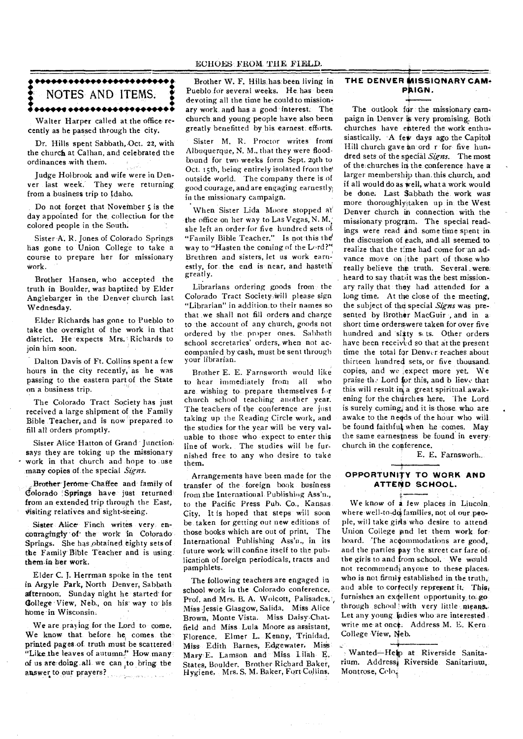## NOTES AND ITEMS.

Walter Harper called at the office recently as he passed through the city.

Dr. Hills spent Sabbath, Oct. 22, with the church at Calhan, and celebrated the ordinances with them.

Judge Holbrook and wife were in Denver last week. They were returning from a business trip to Idaho.

Do not forget that November 5 is the day appointed for the collection for the colored people in the South.

Sister A. R. Jones of Colorado Springs has gone to Union College to take a course to prepare her for missionary work.

Brother Hansen, who accepted the truth in Boulder, was baptized by Elder Anglebarger in the Denver church last Wednesday.

Elder Richards has gone to Pueblo to take the oversight of the work in that district. He expects Mrs. Richards to join him soon.

Dalton Davis of Ft. Collins spent a few hours in the city recently, as he was passing to the eastern part of the State on a business trip.

The Colorado Tract Society has just received a large shipment of the Family Bible Teacher, and is now prepared to fill all orders promptly.

Sister Alice Hatton of Grand Junction says they are toking up the missionary work in that church and hope to use many copies of the special *Signs*.

Brother Jerome Chaffee and family of Colorado Springs have just returned from an extended trip through the East, visiting relatives and sight-seeing.

Sister Alice Finch writes very encouragingly of the work in Colorado Springs. She has obtained eighty sets of the Family Bible Teacher and is using them in her work.

Elder C. J. Herrman spoke in the tent in Argyle Park, North Denver, Sabbath afternoon. Sunday night he started for College View, Neb., on his way to his home in Wisconsin.

We are praying for the Lord to come. We know that before he comes the printed pages of truth must be scattered "Like the leaves of autumn." How many of us are doing all we can to bring the answer to our prayers?

Brother W. F. Hills has been living in Pueblo for several weeks. He has been devoting all the time he could to missionary work and has a good interest. The church and young people have also been greatly benefitted by his earnest efforts.

Sister M. R. Proctor writes from Albuquerque, N. M., that they were flood-bound for two weeks form Sept. 29th to Oct. 15th, being entirely isolated from the outside world. The company there is of good courage, and are engaging earnestly in the missionary campaign.

When Sister Lida Moore stopped at the office on her way to Las Vegas, N. M., she left an order for five hundred sets of "Family Bible Teacher." Is not this the way to "Hasten the coming of the Lord?" Brethren and sisters, let us work earnestly, for the end is near, and hasteth greatly.

Librarians ordering goods from the Colorado Tract Society will please sign "Librarian" in addition to their names so that we shall not fill orders and charge to the account of any church, goods not ordered by the proper ones. Sabbath school secretaries' orders, when not accompanied by cash, must be sent through your librarian.

Brother E. E. Farnsworth would like to hear immediately from all who are wishing to prepare themselves for church school teaching another year. The teachers of the conference are just taking up the Reading Circle work, and the studies for the year will be very valuable to those who expect to enter this line of work. The studies will be furnished free to any who desire to take them.

Arrangements have been made for the transfer of the foreign book business from the International Publishing Ass'n., to the Pacific Press Pub. Co., Kansas City. It is hoped that steps will soon be taken for getting out new editions of those books which are out of print. The International Publishing Ass'n., in its future work will confine itself to the publication of foreign periodicals, tracts and pamphlets.

The following teachers are engaged in school work in the Colorado conference. Prof. and Mrs. B. A. Wolcott, Palisades, Miss Jessie Glasgow, Salida, Miss Alice Brown, Monte Vista. Miss Daisy Chatfield and Miss Lula Moore as assistant, Florence. Elmer L. Kenny, Trinidad, Miss Edith Barnes, Edgewater. Miss Mary E. Lamson and Miss Lilah E. States, Boulder. Brother Richard Baker, Hygiene. Mrs. S. M. Baker, Fort Collins.

## THE DENVER MISSIONARY CAMPAIGN.

The outlook for the missionary campaign in Denver is very promising. Both churches have entered the work enthusiastically. A few days ago the Capitol Hill church gave an ord r for five hundred sets of the special *Signs*. The most of the churches in the conference have a larger membership than this church, and if all would do as well, what a work would be done. Last Sabbath the work was more thoroughly taken up in the West Denver church in connection with the missionary program. The special readings were read and some time spent in the discussion of each, and all seemed to realize that the time had come for an advance move on the part of those who really believe the truth. Several were heard to say that it was the best missionary rally that they had attended for a long time. At the close of the meeting, the subject of the special *Signs* was presented by Brother MacGuir, and in a short time orders were taken for over five hundred and sixty sets. Other orders have been received so that at the present time the total for Denver reaches about thirteen hundred sets, or five thousand copies, and we expect more yet. We praise the Lord for this, and b lieve that this will result in a great spiritual awakening for the churches here. The Lord is surely coming, and it is those who are awake to the needs of the hour who will be found faithful when he comes. May the same earnestness be found in every church in the conference.

E. E. Farnsworth.

## OPPORTUNITY TO WORK AND ATTEND SCHOOL.

We know of a few places in Lincoln where well-to-do families, not of our people, will take girls who desire to attend Union College and let them work for board. The accommodations are good, and the parties pay the street car fare of the girls to and from school. We would not recommend anyone to these places who is not firmly established in the truth, and able to correctly represent it. This furnishes an excellent opportunity to go through school with very little means. Let any young ladies who are interested write me at once. Address M. E. Kern College View, Neb.

Wanted—Help at Riverside Sanitarium. Address Riverside Sanitarium, Montrose, Colo.